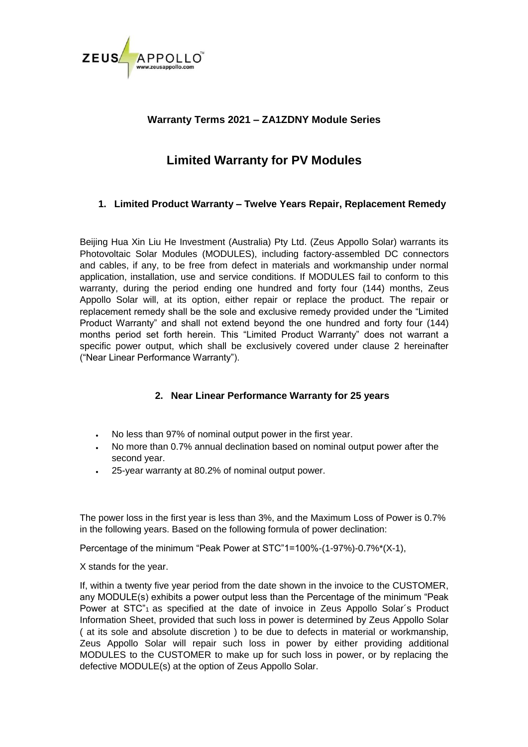## Warranty Terms 2021 – ZA1ZDNY Module Series

# Limited Warranty for PV Modules

### 1. Limited Product Warranty – Twelve Years Repair, Replacement Remedy

Beijing Hua Xin Liu He Investment (Australia) Pty Ltd. (Zeus Appollo Solar) warrants its Photovoltaic Solar Modules (MODULES), including factory-assembled DC connectors and cables, if any, to be free from defect in materials and workmanship under normal application, installation, use and service conditions. If MODULES fail to conform to this warranty, during the period ending one hundred and forty four (144) months, Zeus Appollo Solar will, at its option, either repair or replace the product. The repair or replacement remedy shall be the sole and exclusive remedy provided under the "Limited Product Warranty" and shall not extend beyond the one hundred and forty four (144) months period set forth herein. This "Limited Product Warranty" does not warrant a specific power output, which shall be exclusively covered under clause 2 hereinafter ("Near Linear Performance Warranty").

### 2. Near Linear Performance Warranty for 25 years

- No less than 97% of nominal output power in the first year.
- No more than 0.7% annual declination based on nominal output power after the second year.
- 25-year warranty at 80.2% of nominal output power.

The power loss in the first year is less than 3%, and the Maximum Loss of Power is 0.7% in the following years. Based on the following formula of power declination:

Percentage of the minimum "Peak Power at STC"[1]=100%-(1-97%)-0.7%*(X-1),

X stands for the year.

If, within a twenty five year period from the date shown in the invoice to the CUSTOMER, any MODULE(s) exhibits a power output less than the Percentage of the minimum "Peak Power at STC"[1] as specified at the date of invoice in Zeus Appollo Solar´s Product Information Sheet, provided that such loss in power is determined by Zeus Appollo Solar ( at its sole and absolute discretion ) to be due to defects in material or workmanship, Zeus Appollo Solar will repair such loss in power by either providing additional MODULES to the CUSTOMER to make up for such loss in power, or by replacing the defective MODULE(s) at the option of Zeus Appollo Solar.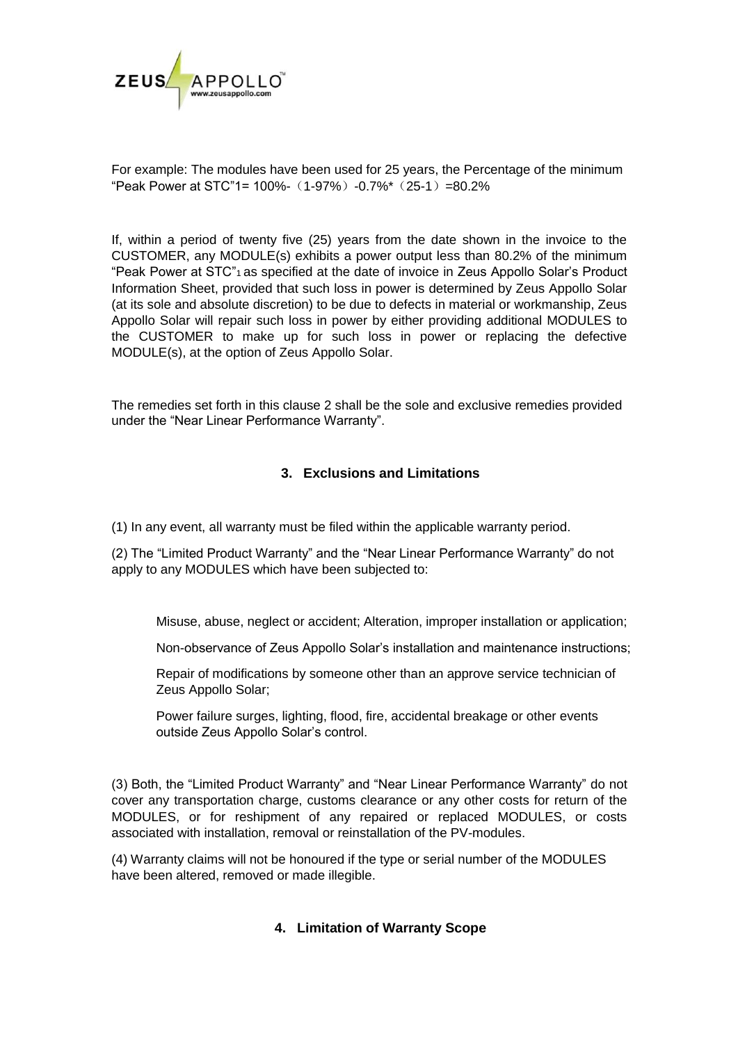For example: The modules have been used for 25 years, the Percentage of the minimum "Peak Power at STC"1= 100%-（1-97%）-0.7%*（25-1）=80.2%

If, within a period of twenty five (25) years from the date shown in the invoice to the CUSTOMER, any MODULE(s) exhibits a power output less than 80.2% of the minimum "Peak Power at STC"1 as specified at the date of invoice in Zeus Appollo Solar's Product Information Sheet, provided that such loss in power is determined by Zeus Appollo Solar (at its sole and absolute discretion) to be due to defects in material or workmanship, Zeus Appollo Solar will repair such loss in power by either providing additional MODULES to the CUSTOMER to make up for such loss in power or replacing the defective MODULE(s), at the option of Zeus Appollo Solar.

The remedies set forth in this clause 2 shall be the sole and exclusive remedies provided under the "Near Linear Performance Warranty".

## 3. Exclusions and Limitations

(1) In any event, all warranty must be filed within the applicable warranty period.

(2) The "Limited Product Warranty" and the "Near Linear Performance Warranty" do not apply to any MODULES which have been subjected to:

Misuse, abuse, neglect or accident; Alteration, improper installation or application;

Non-observance of Zeus Appollo Solar's installation and maintenance instructions;

Repair of modifications by someone other than an approve service technician of Zeus Appollo Solar;

Power failure surges, lighting, flood, fire, accidental breakage or other events outside Zeus Appollo Solar's control.

(3) Both, the "Limited Product Warranty" and "Near Linear Performance Warranty" do not cover any transportation charge, customs clearance or any other costs for return of the MODULES, or for reshipment of any repaired or replaced MODULES, or costs associated with installation, removal or reinstallation of the PV-modules.

(4) Warranty claims will not be honoured if the type or serial number of the MODULES have been altered, removed or made illegible.

## 4. Limitation of Warranty Scope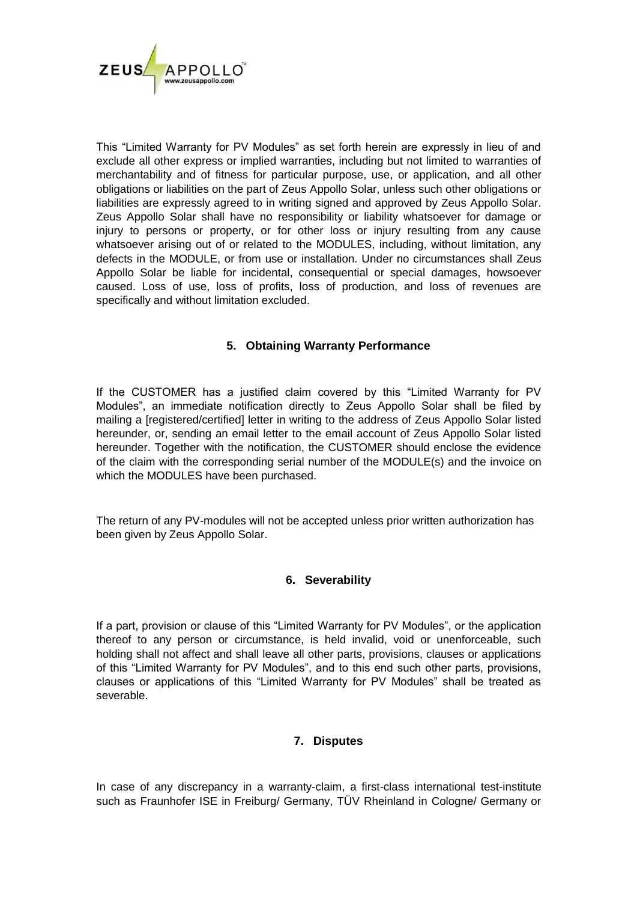This "Limited Warranty for PV Modules" as set forth herein are expressly in lieu of and exclude all other express or implied warranties, including but not limited to warranties of merchantability and of fitness for particular purpose, use, or application, and all other obligations or liabilities on the part of Zeus Appollo Solar, unless such other obligations or liabilities are expressly agreed to in writing signed and approved by Zeus Appollo Solar. Zeus Appollo Solar shall have no responsibility or liability whatsoever for damage or injury to persons or property, or for other loss or injury resulting from any cause whatsoever arising out of or related to the MODULES, including, without limitation, any defects in the MODULE, or from use or installation. Under no circumstances shall Zeus Appollo Solar be liable for incidental, consequential or special damages, howsoever caused. Loss of use, loss of profits, loss of production, and loss of revenues are specifically and without limitation excluded.

## 5. Obtaining Warranty Performance

If the CUSTOMER has a justified claim covered by this "Limited Warranty for PV Modules", an immediate notification directly to Zeus Appollo Solar shall be filed by mailing a [registered/certified] letter in writing to the address of Zeus Appollo Solar listed hereunder, or, sending an email letter to the email account of Zeus Appollo Solar listed hereunder. Together with the notification, the CUSTOMER should enclose the evidence of the claim with the corresponding serial number of the MODULE(s) and the invoice on which the MODULES have been purchased.

The return of any PV-modules will not be accepted unless prior written authorization has been given by Zeus Appollo Solar.

## 6. Severability

If a part, provision or clause of this "Limited Warranty for PV Modules", or the application thereof to any person or circumstance, is held invalid, void or unenforceable, such holding shall not affect and shall leave all other parts, provisions, clauses or applications of this "Limited Warranty for PV Modules", and to this end such other parts, provisions, clauses or applications of this "Limited Warranty for PV Modules" shall be treated as severable.

## 7. Disputes

In case of any discrepancy in a warranty-claim, a first-class international test-institute such as Fraunhofer ISE in Freiburg/ Germany, TÜV Rheinland in Cologne/ Germany or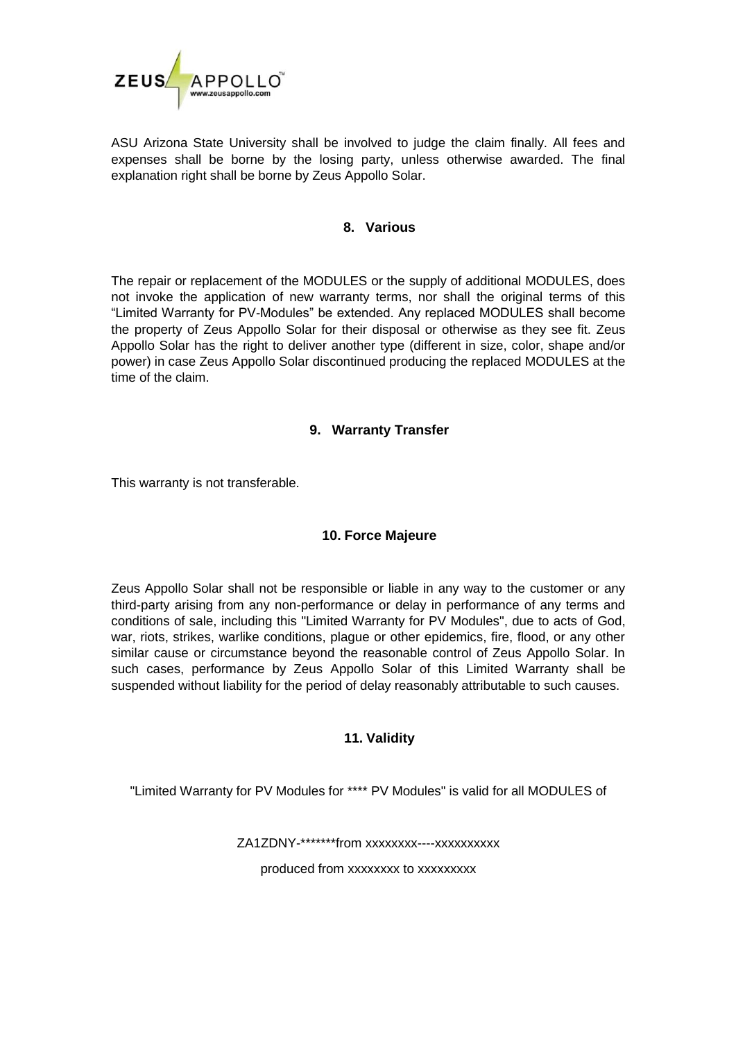ASU Arizona State University shall be involved to judge the claim finally. All fees and expenses shall be borne by the losing party, unless otherwise awarded. The final explanation right shall be borne by Zeus Appollo Solar.

## 8. Various

The repair or replacement of the MODULES or the supply of additional MODULES, does not invoke the application of new warranty terms, nor shall the original terms of this "Limited Warranty for PV-Modules" be extended. Any replaced MODULES shall become the property of Zeus Appollo Solar for their disposal or otherwise as they see fit. Zeus Appollo Solar has the right to deliver another type (different in size, color, shape and/or power) in case Zeus Appollo Solar discontinued producing the replaced MODULES at the time of the claim.

## 9. Warranty Transfer

This warranty is not transferable.

## 10. Force Majeure

Zeus Appollo Solar shall not be responsible or liable in any way to the customer or any third-party arising from any non-performance or delay in performance of any terms and conditions of sale, including this "Limited Warranty for PV Modules", due to acts of God, war, riots, strikes, warlike conditions, plague or other epidemics, fire, flood, or any other similar cause or circumstance beyond the reasonable control of Zeus Appollo Solar. In such cases, performance by Zeus Appollo Solar of this Limited Warranty shall be suspended without liability for the period of delay reasonably attributable to such causes.

## 11. Validity

"Limited Warranty for PV Modules for **** PV Modules" is valid for all MODULES of

ZA1ZDNY-*******from xxxxxxxx----xxxxxxxxxx

produced from xxxxxxxx to xxxxxxxxx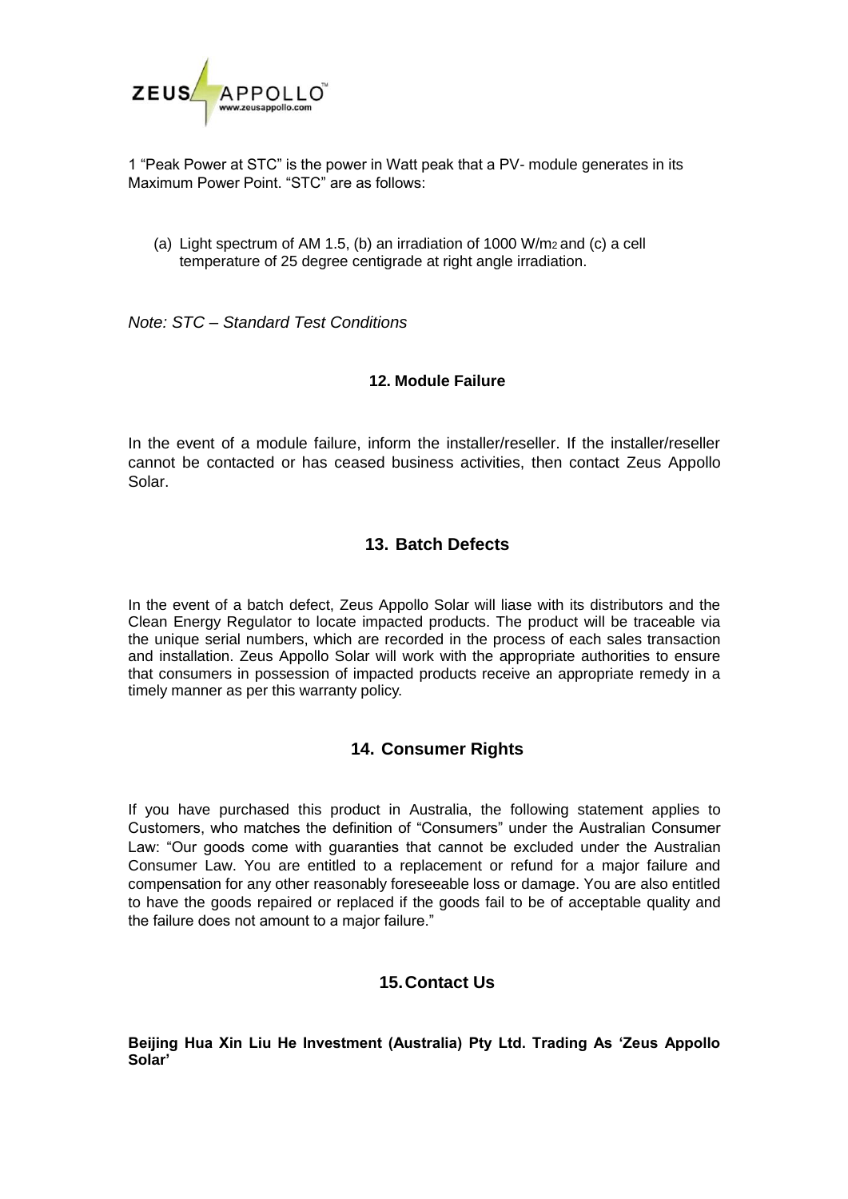1 “Peak Power at STC” is the power in Watt peak that a PV- module generates in its Maximum Power Point. “STC” are as follows:

(a) Light spectrum of AM 1.5, (b) an irradiation of 1000 $W/m^2$ and (c) a cell temperature of 25 degree centigrade at right angle irradiation.

*Note: STC – Standard Test Conditions*

## 12. Module Failure

In the event of a module failure, inform the installer/reseller. If the installer/reseller cannot be contacted or has ceased business activities, then contact Zeus Appollo Solar.

## 13. Batch Defects

In the event of a batch defect, Zeus Appollo Solar will liase with its distributors and the Clean Energy Regulator to locate impacted products. The product will be traceable via the unique serial numbers, which are recorded in the process of each sales transaction and installation. Zeus Appollo Solar will work with the appropriate authorities to ensure that consumers in possession of impacted products receive an appropriate remedy in a timely manner as per this warranty policy.

## 14. Consumer Rights

If you have purchased this product in Australia, the following statement applies to Customers, who matches the definition of “Consumers” under the Australian Consumer Law: “Our goods come with guaranties that cannot be excluded under the Australian Consumer Law. You are entitled to a replacement or refund for a major failure and compensation for any other reasonably foreseeable loss or damage. You are also entitled to have the goods repaired or replaced if the goods fail to be of acceptable quality and the failure does not amount to a major failure.”

## 15. Contact Us

**Beijing Hua Xin Liu He Investment (Australia) Pty Ltd. Trading As ‘Zeus Appollo Solar’**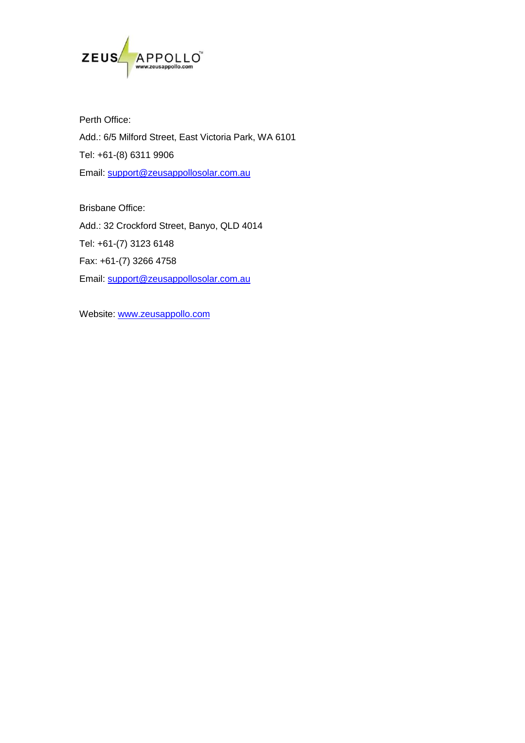ZEUS APPOLLO™
www.zeusappollo.com

Perth Office:

Add.: 6/5 Milford Street, East Victoria Park, WA 6101

Tel: +61-(8) 6311 9906

Email: support@zeusappollosolar.com.au

Brisbane Office:

Add.: 32 Crockford Street, Banyo, QLD 4014

Tel: +61-(7) 3123 6148

Fax: +61-(7) 3266 4758

Email: support@zeusappollosolar.com.au

Website: www.zeusappollo.com